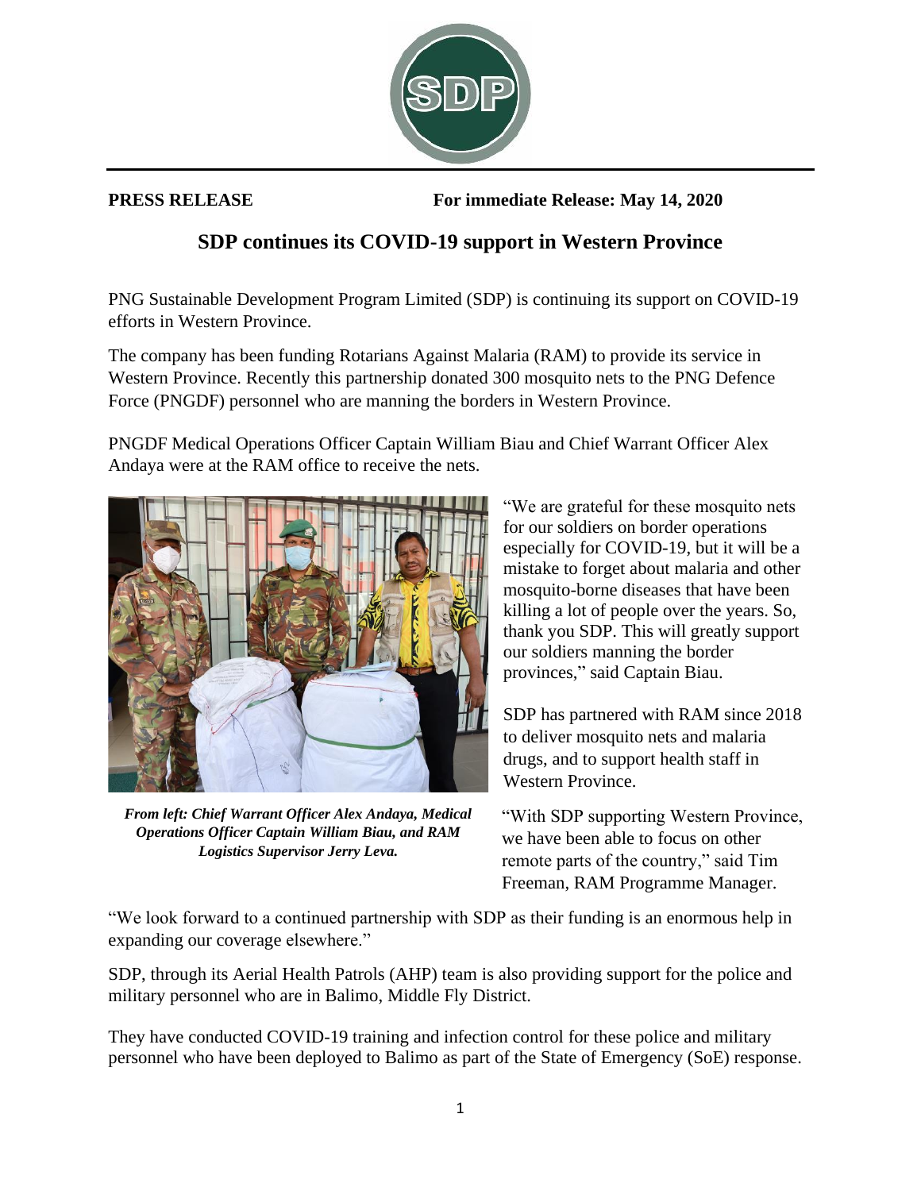**PRESS RELEASE** **For immediate Release: May 14, 2020**

# SDP continues its COVID-19 support in Western Province

PNG Sustainable Development Program Limited (SDP) is continuing its support on COVID-19 efforts in Western Province.

The company has been funding Rotarians Against Malaria (RAM) to provide its service in Western Province. Recently this partnership donated 300 mosquito nets to the PNG Defence Force (PNGDF) personnel who are manning the borders in Western Province.

PNGDF Medical Operations Officer Captain William Biau and Chief Warrant Officer Alex Andaya were at the RAM office to receive the nets.

***From left: Chief Warrant Officer Alex Andaya, Medical Operations Officer Captain William Biau, and RAM Logistics Supervisor Jerry Leva.***

"We are grateful for these mosquito nets for our soldiers on border operations especially for COVID-19, but it will be a mistake to forget about malaria and other mosquito-borne diseases that have been killing a lot of people over the years. So, thank you SDP. This will greatly support our soldiers manning the border provinces," said Captain Biau.

SDP has partnered with RAM since 2018 to deliver mosquito nets and malaria drugs, and to support health staff in Western Province.

"With SDP supporting Western Province, we have been able to focus on other remote parts of the country," said Tim Freeman, RAM Programme Manager.

"We look forward to a continued partnership with SDP as their funding is an enormous help in expanding our coverage elsewhere."

SDP, through its Aerial Health Patrols (AHP) team is also providing support for the police and military personnel who are in Balimo, Middle Fly District.

They have conducted COVID-19 training and infection control for these police and military personnel who have been deployed to Balimo as part of the State of Emergency (SoE) response.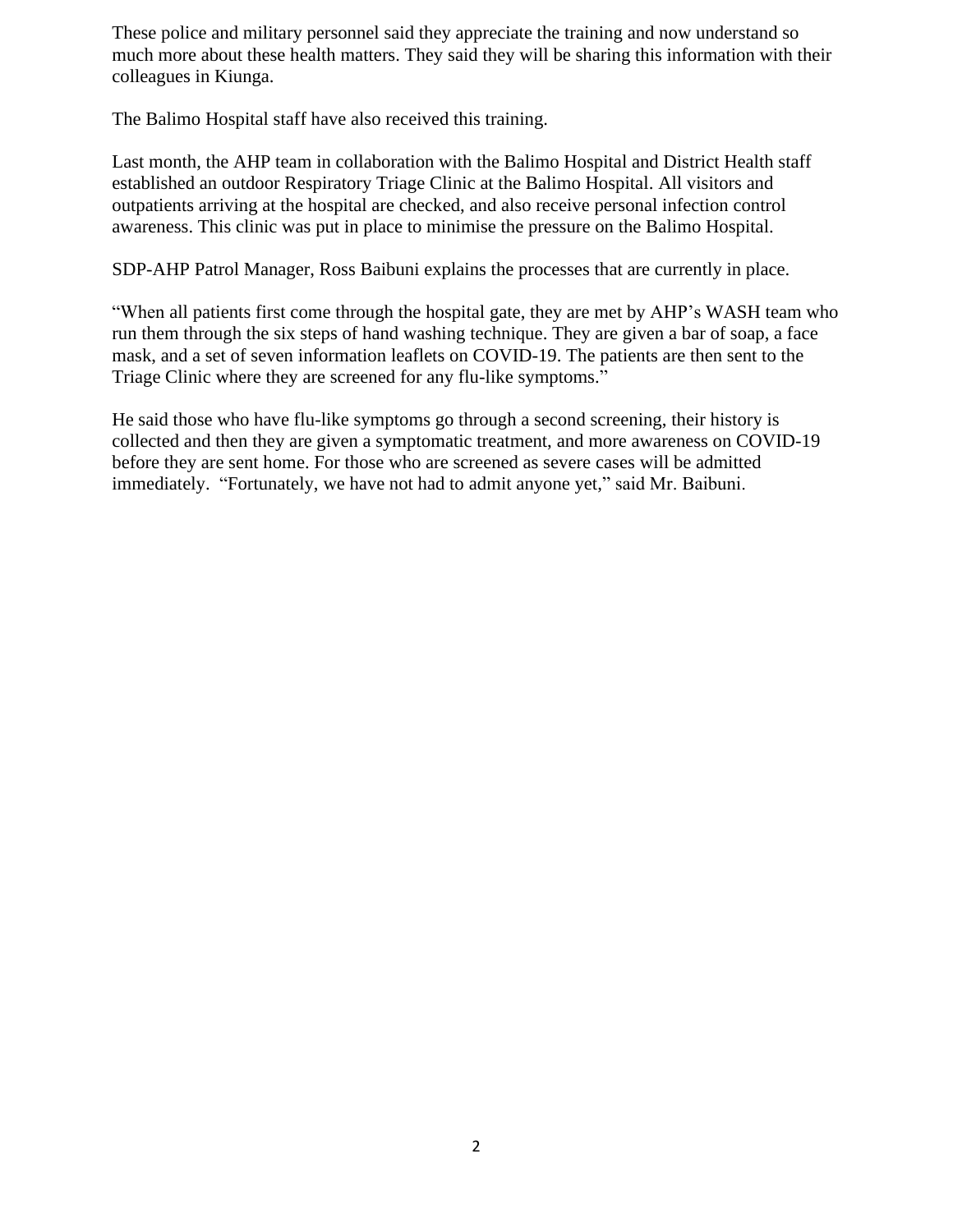These police and military personnel said they appreciate the training and now understand so much more about these health matters. They said they will be sharing this information with their colleagues in Kiunga.

The Balimo Hospital staff have also received this training.

Last month, the AHP team in collaboration with the Balimo Hospital and District Health staff established an outdoor Respiratory Triage Clinic at the Balimo Hospital. All visitors and outpatients arriving at the hospital are checked, and also receive personal infection control awareness. This clinic was put in place to minimise the pressure on the Balimo Hospital.

SDP-AHP Patrol Manager, Ross Baibuni explains the processes that are currently in place.

"When all patients first come through the hospital gate, they are met by AHP's WASH team who run them through the six steps of hand washing technique. They are given a bar of soap, a face mask, and a set of seven information leaflets on COVID-19. The patients are then sent to the Triage Clinic where they are screened for any flu-like symptoms."

He said those who have flu-like symptoms go through a second screening, their history is collected and then they are given a symptomatic treatment, and more awareness on COVID-19 before they are sent home. For those who are screened as severe cases will be admitted immediately. "Fortunately, we have not had to admit anyone yet," said Mr. Baibuni.